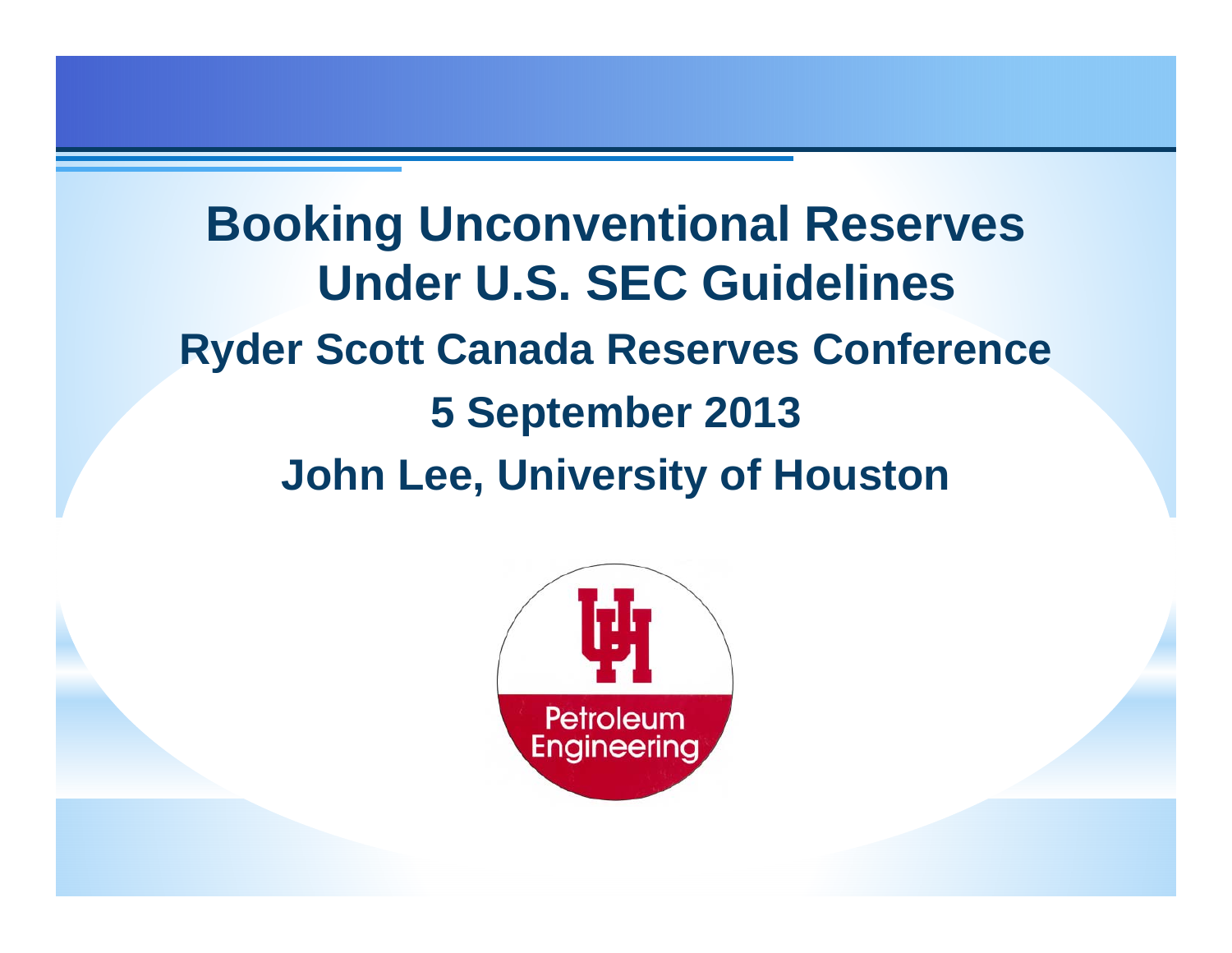# Booking Unconventional Reserves Under U.S. SEC Guidelines

**Ryder Scott Canada Reserves Conference**

**5 September 2013**

**John Lee, University of Houston**

Petroleum Engineering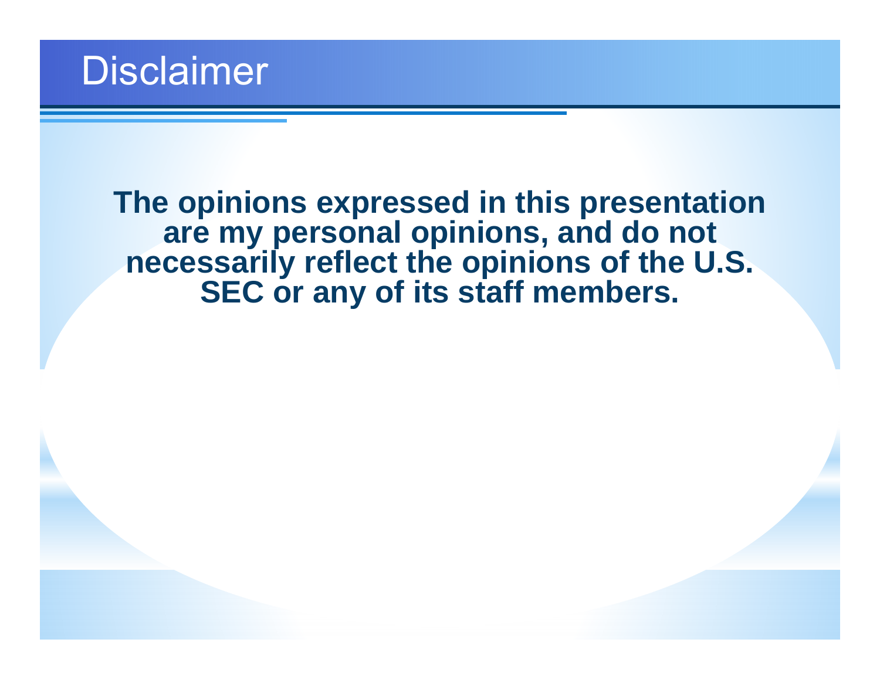# Disclaimer

**The opinions expressed in this presentation are my personal opinions, and do not necessarily reflect the opinions of the U.S. SEC or any of its staff members.**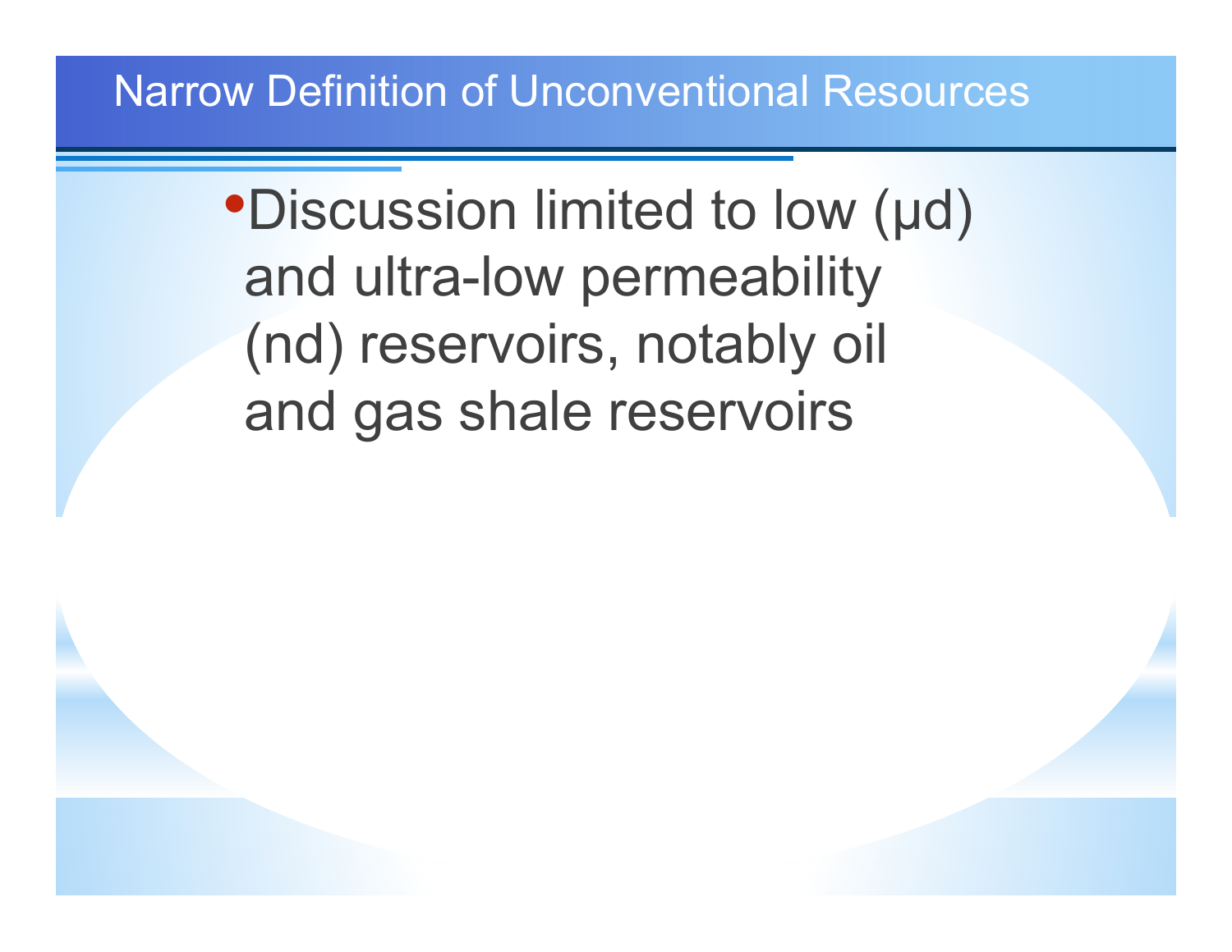# Narrow Definition of Unconventional Resources

- Discussion limited to low (μd) and ultra-low permeability (nd) reservoirs, notably oil and gas shale reservoirs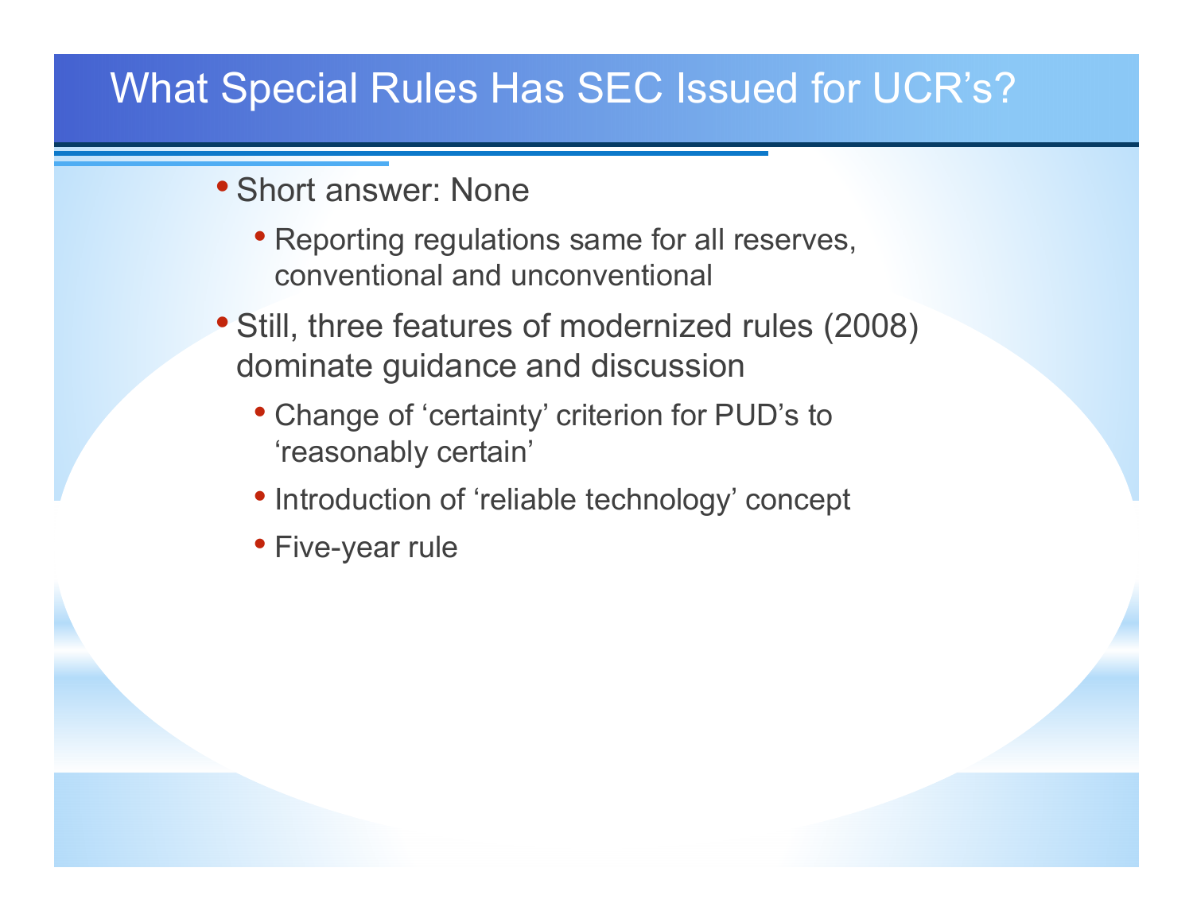# What Special Rules Has SEC Issued for UCR's?

- Short answer: None
  - Reporting regulations same for all reserves, conventional and unconventional
- Still, three features of modernized rules (2008) dominate guidance and discussion
  - Change of 'certainty' criterion for PUD's to 'reasonably certain'
  - Introduction of 'reliable technology' concept
  - Five-year rule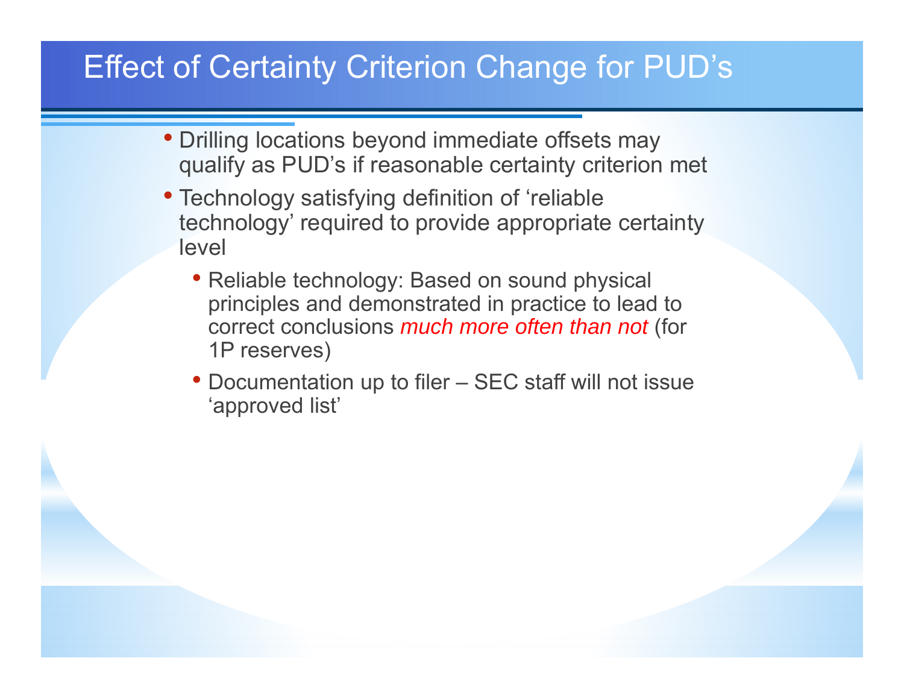# Effect of Certainty Criterion Change for PUD's

- Drilling locations beyond immediate offsets may qualify as PUD's if reasonable certainty criterion met
- Technology satisfying definition of 'reliable technology' required to provide appropriate certainty level
  - Reliable technology: Based on sound physical principles and demonstrated in practice to lead to correct conclusions *much more often than not* (for 1P reserves)
  - Documentation up to filer – SEC staff will not issue 'approved list'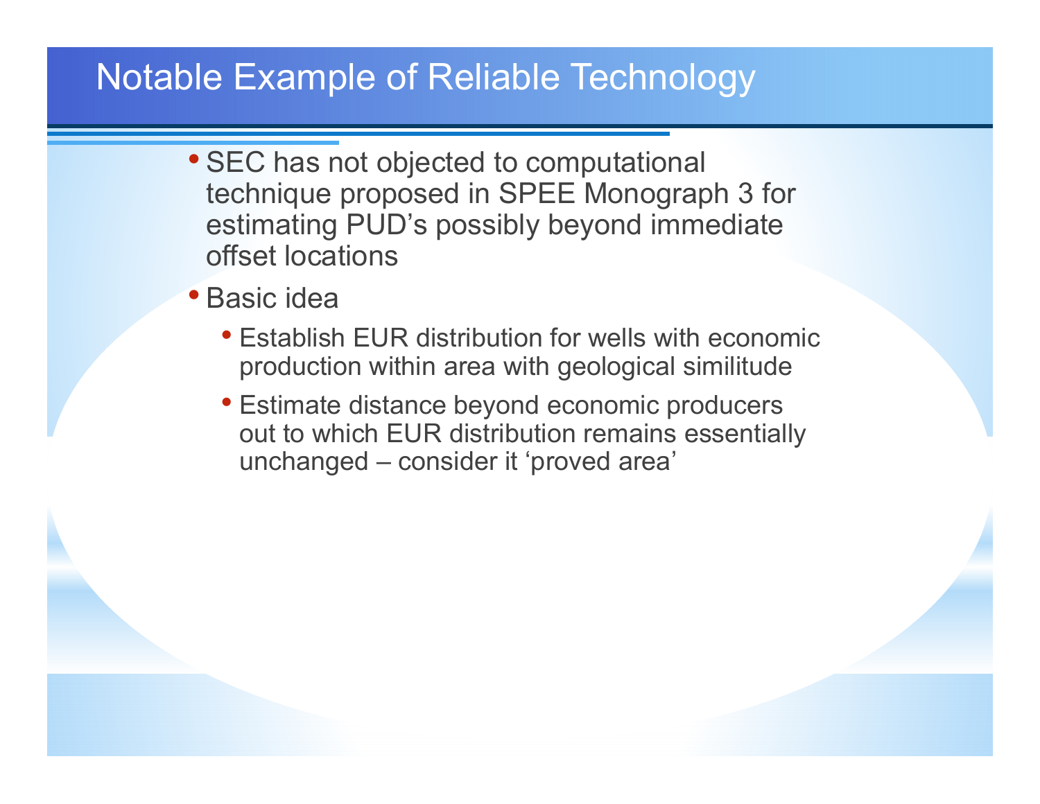# Notable Example of Reliable Technology

- SEC has not objected to computational technique proposed in SPEE Monograph 3 for estimating PUD's possibly beyond immediate offset locations
- Basic idea
  - Establish EUR distribution for wells with economic production within area with geological similitude
  - Estimate distance beyond economic producers out to which EUR distribution remains essentially unchanged – consider it 'proved area'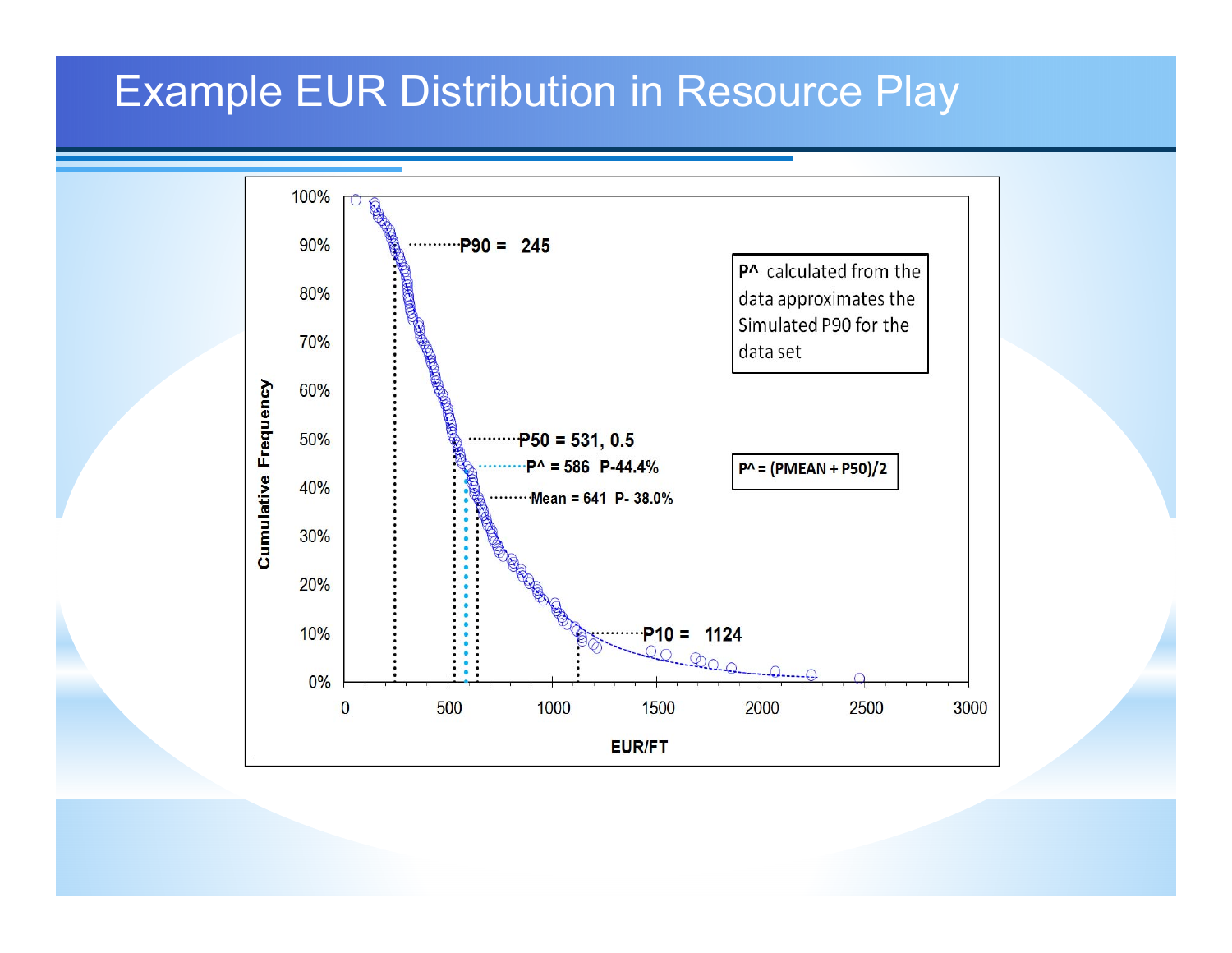# Example EUR Distribution in Resource Play

Cumulative Frequency

100%
90%
80%
70%
60%
50%
40%
30%
20%
10%
0%

0 500 1000 1500 2000 2500 3000

EUR/FT

P90 = 245

P50 = 531, 0.5

P^ = 586 P-44.4%

Mean = 641 P- 38.0%

P10 = 1124

P^ calculated from the data approximates the Simulated P90 for the data set

P^ = (PMEAN + P50)/2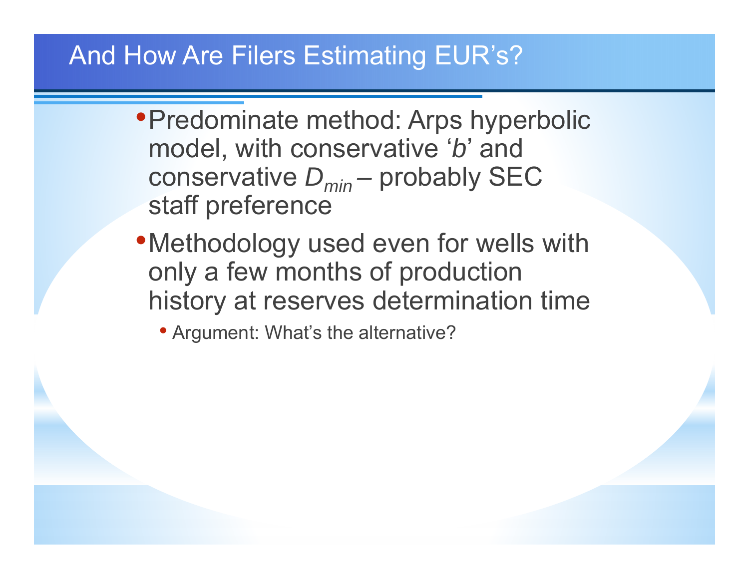# And How Are Filers Estimating EUR's?

- Predominate method: Arps hyperbolic model, with conservative '*b*' and conservative $D_{min}$ – probably SEC staff preference
- Methodology used even for wells with only a few months of production history at reserves determination time
  - Argument: What's the alternative?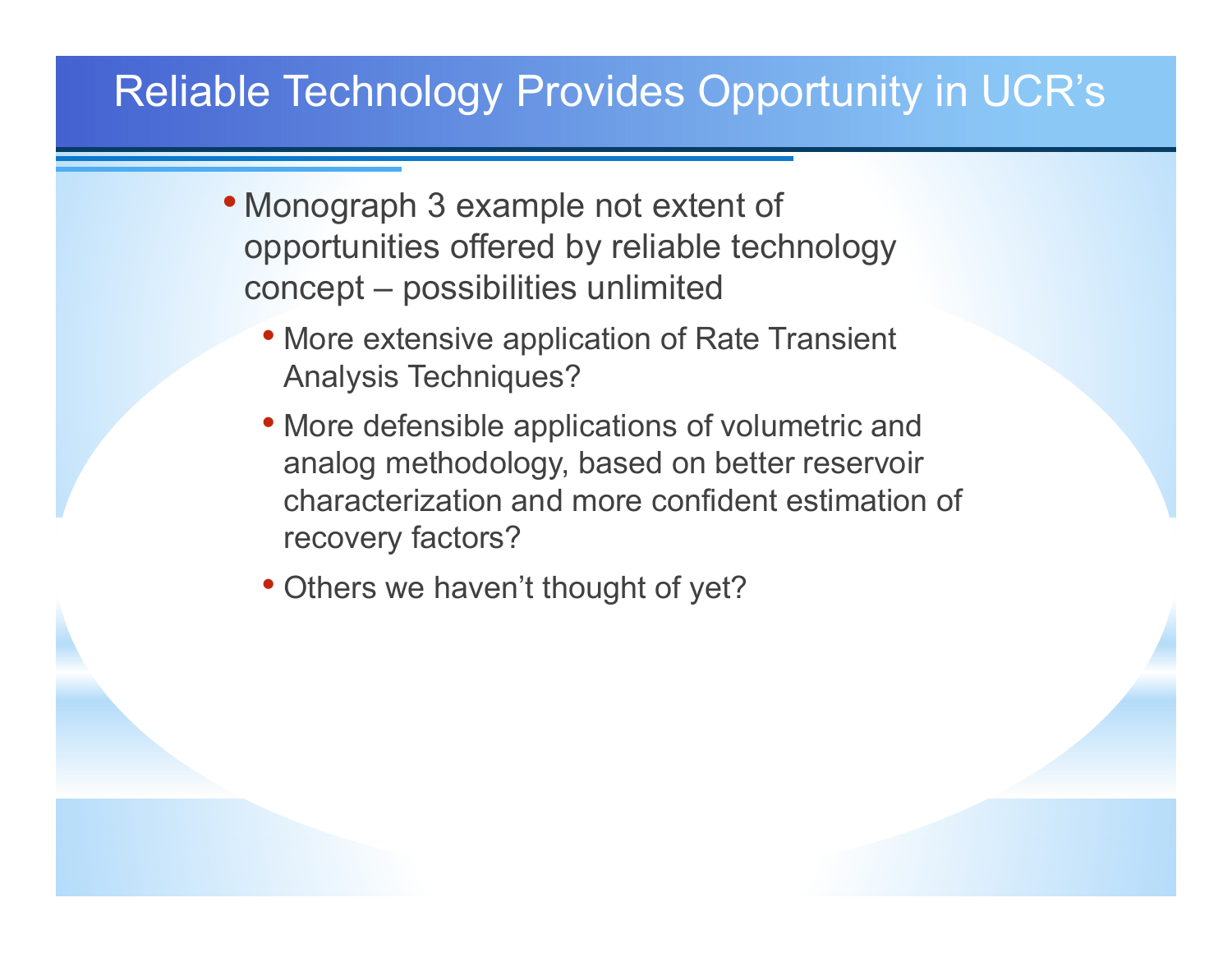# Reliable Technology Provides Opportunity in UCR's

- Monograph 3 example not extent of opportunities offered by reliable technology concept – possibilities unlimited
  - More extensive application of Rate Transient Analysis Techniques?
  - More defensible applications of volumetric and analog methodology, based on better reservoir characterization and more confident estimation of recovery factors?
  - Others we haven't thought of yet?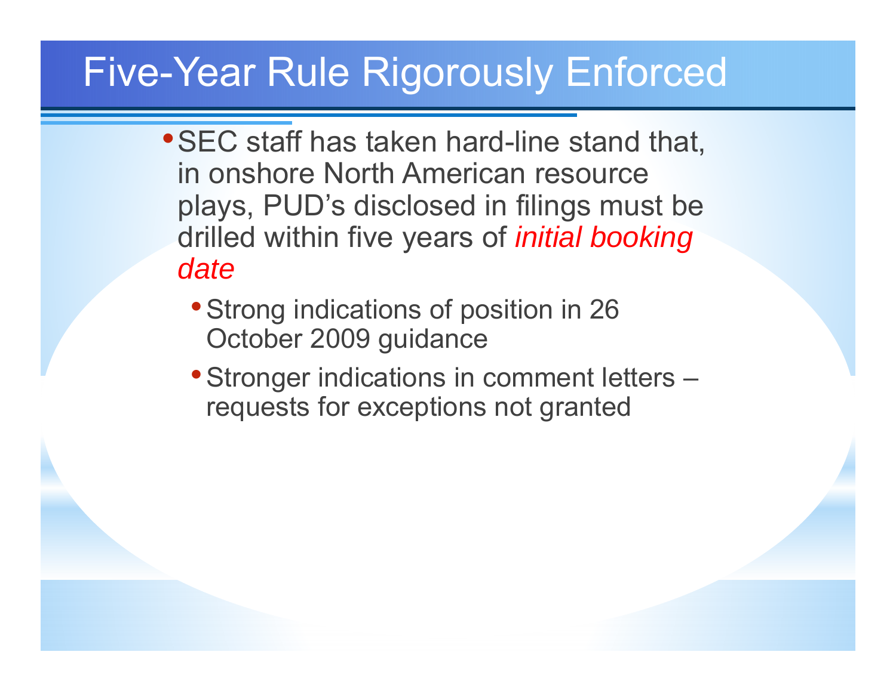# Five-Year Rule Rigorously Enforced

- SEC staff has taken hard-line stand that, in onshore North American resource plays, PUD's disclosed in filings must be drilled within five years of *initial booking date*
  - Strong indications of position in 26 October 2009 guidance
  - Stronger indications in comment letters – requests for exceptions not granted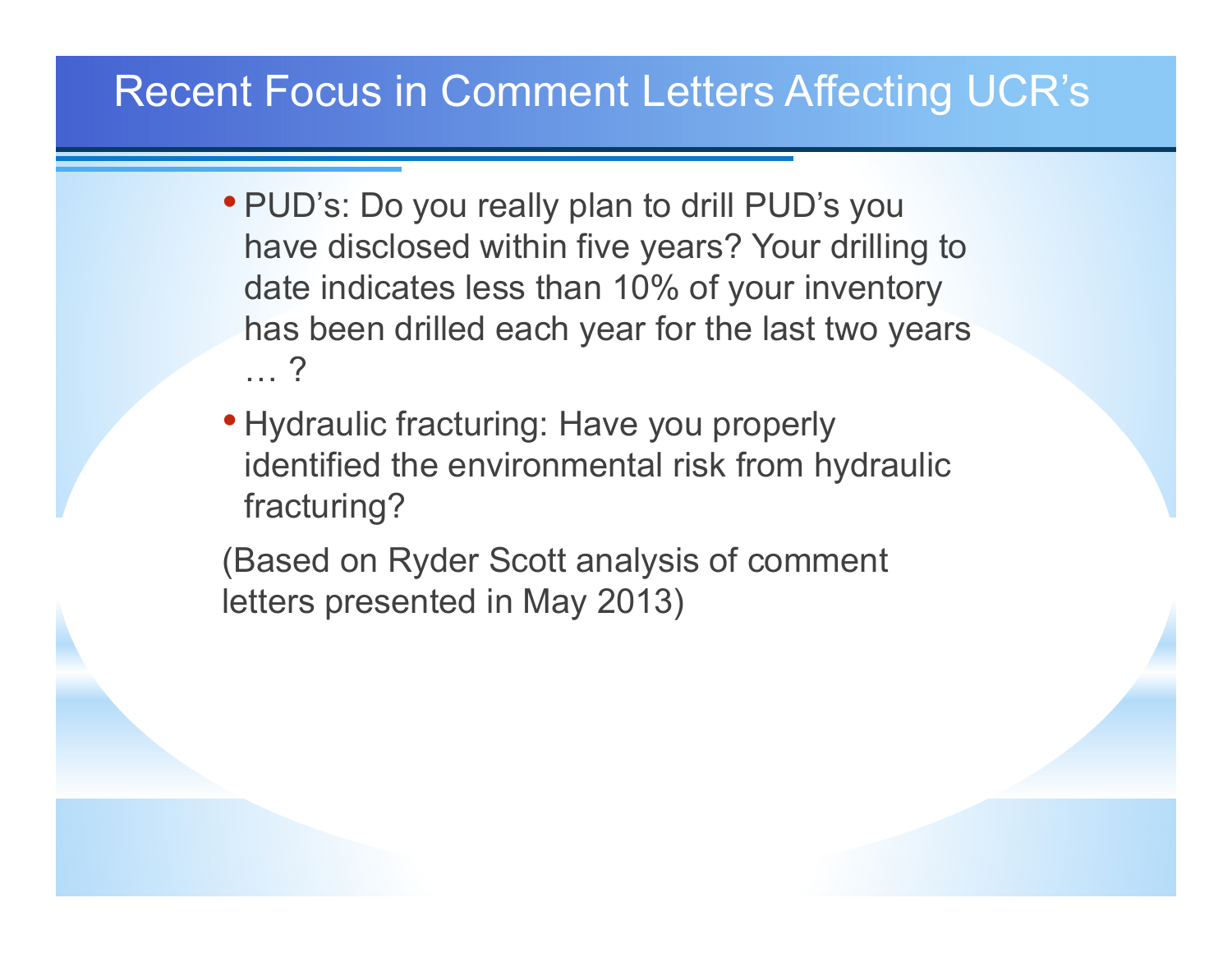# Recent Focus in Comment Letters Affecting UCR's

- PUD's: Do you really plan to drill PUD's you have disclosed within five years? Your drilling to date indicates less than 10% of your inventory has been drilled each year for the last two years … ?
- Hydraulic fracturing: Have you properly identified the environmental risk from hydraulic fracturing?

(Based on Ryder Scott analysis of comment letters presented in May 2013)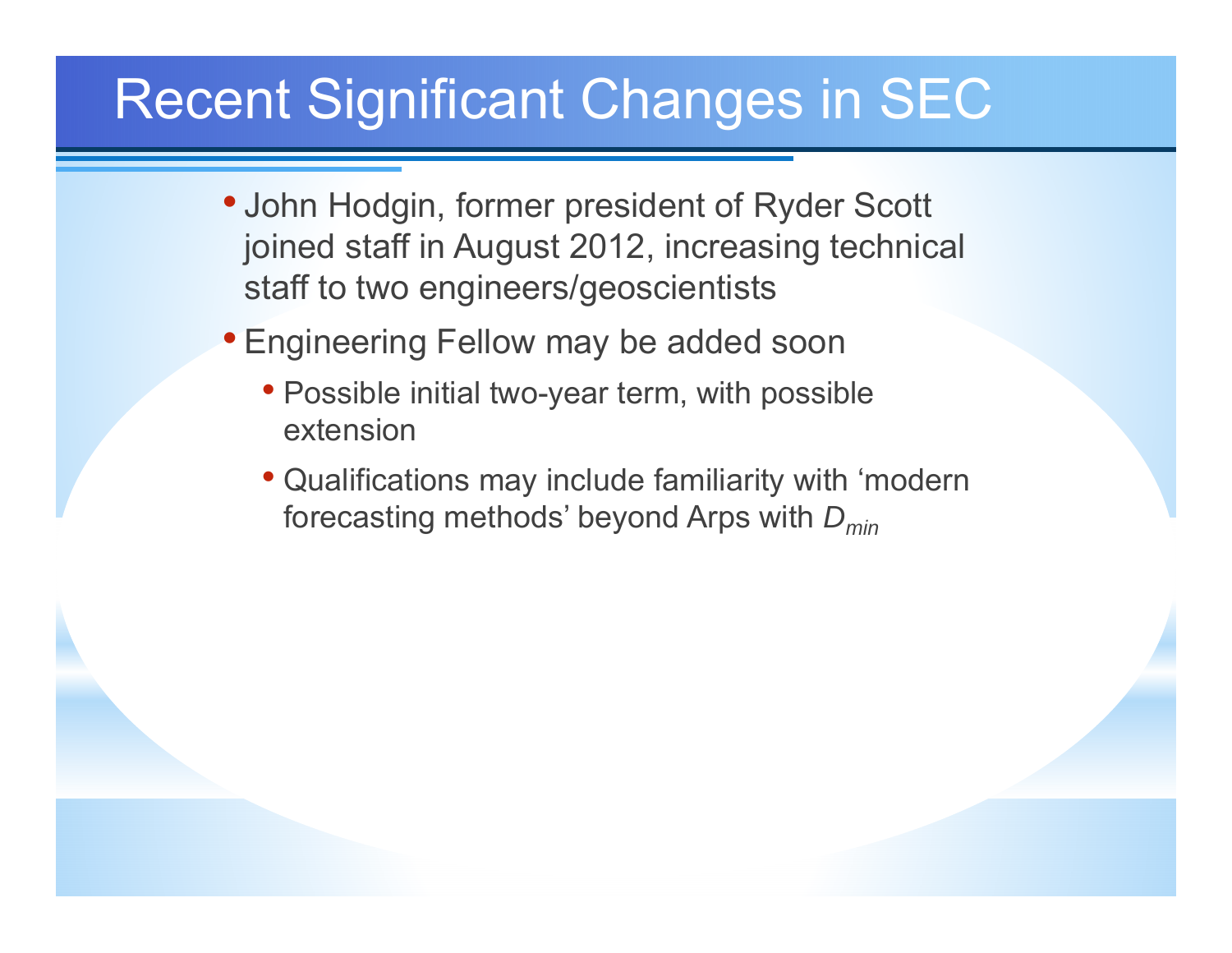# Recent Significant Changes in SEC

- John Hodgin, former president of Ryder Scott joined staff in August 2012, increasing technical staff to two engineers/geoscientists
- Engineering Fellow may be added soon
  - Possible initial two-year term, with possible extension
  - Qualifications may include familiarity with 'modern forecasting methods' beyond Arps with $D_{min}$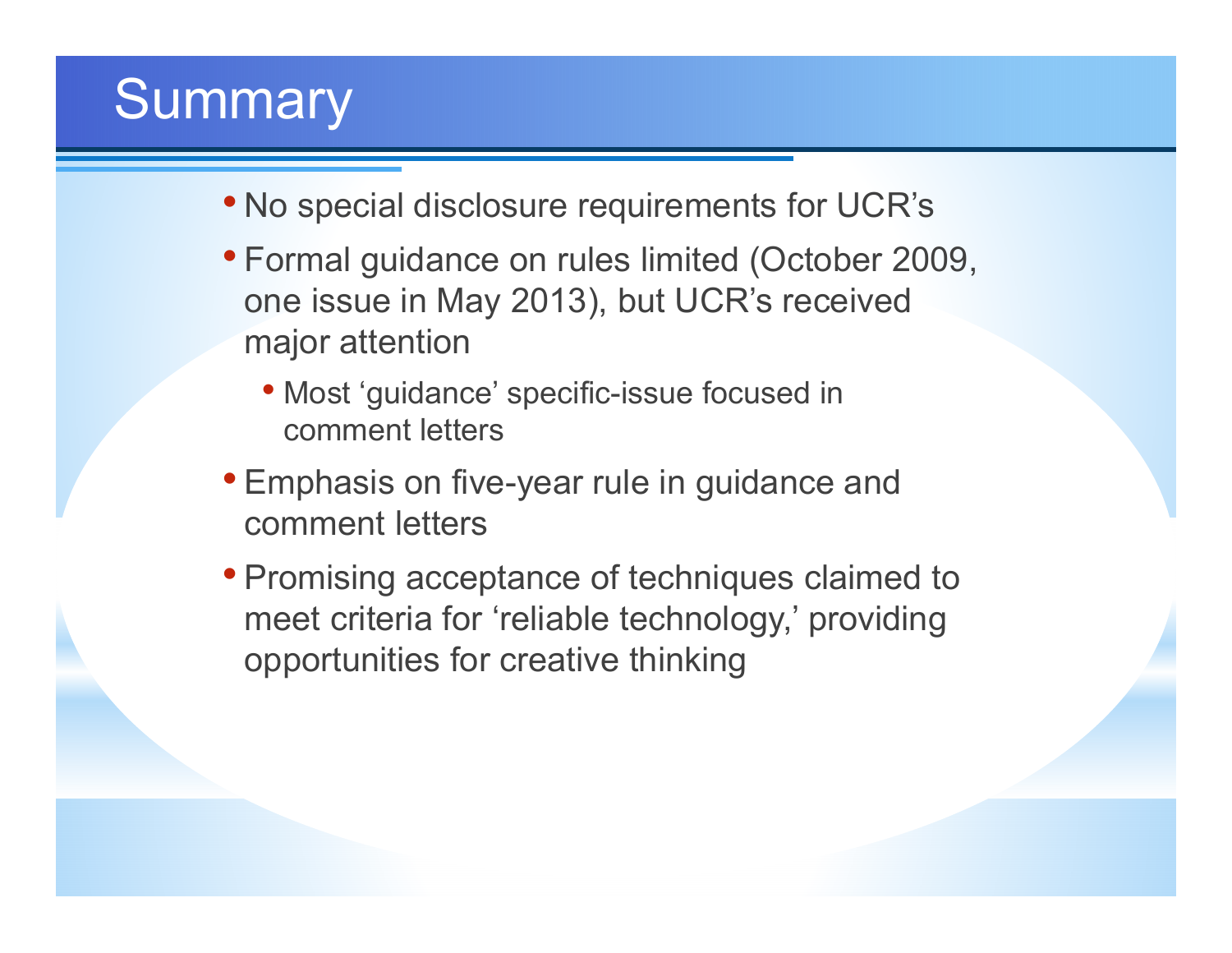# Summary

- No special disclosure requirements for UCR's
- Formal guidance on rules limited (October 2009, one issue in May 2013), but UCR's received major attention
  - Most 'guidance' specific-issue focused in comment letters
- Emphasis on five-year rule in guidance and comment letters
- Promising acceptance of techniques claimed to meet criteria for 'reliable technology,' providing opportunities for creative thinking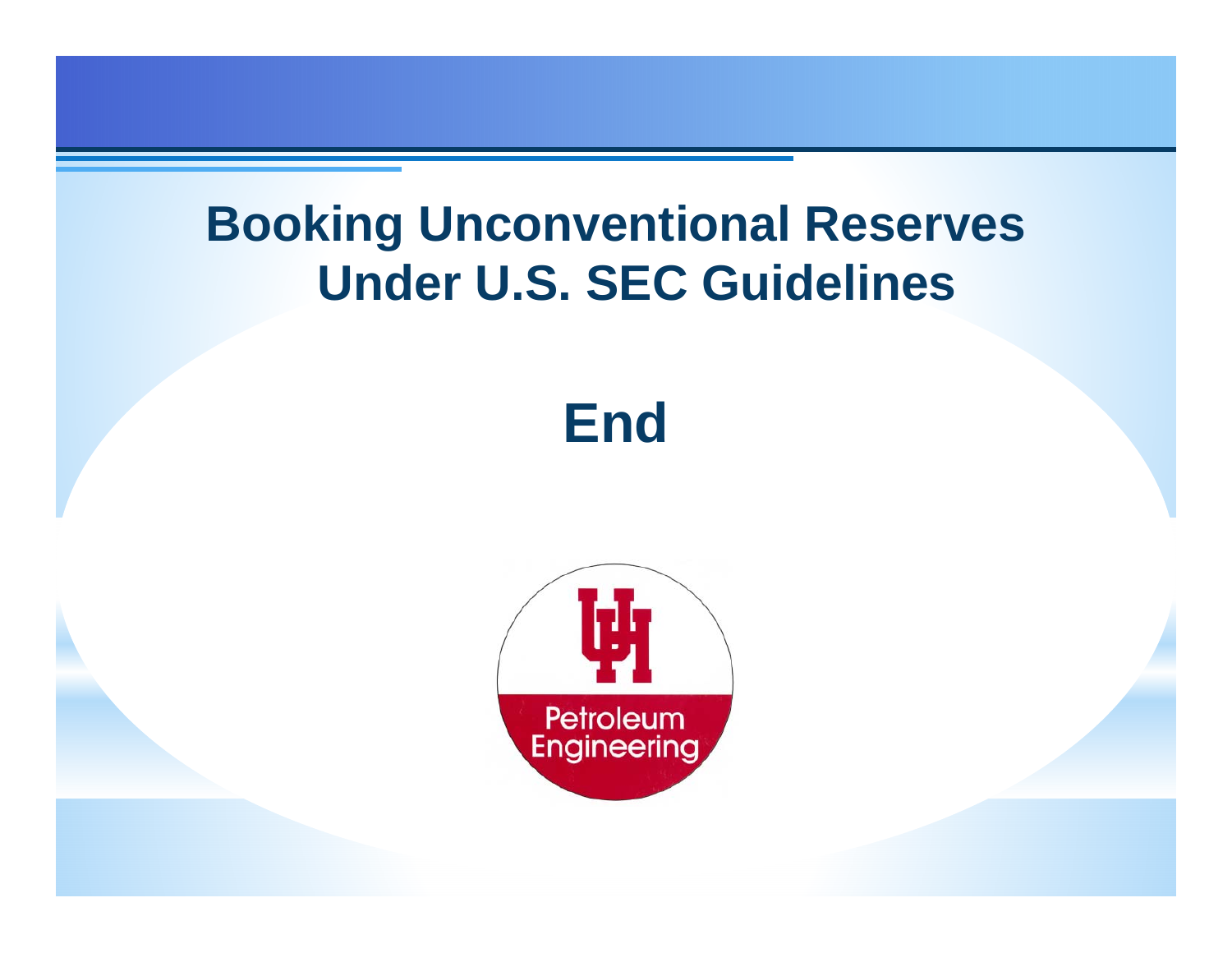# Booking Unconventional Reserves Under U.S. SEC Guidelines

## End

Petroleum Engineering